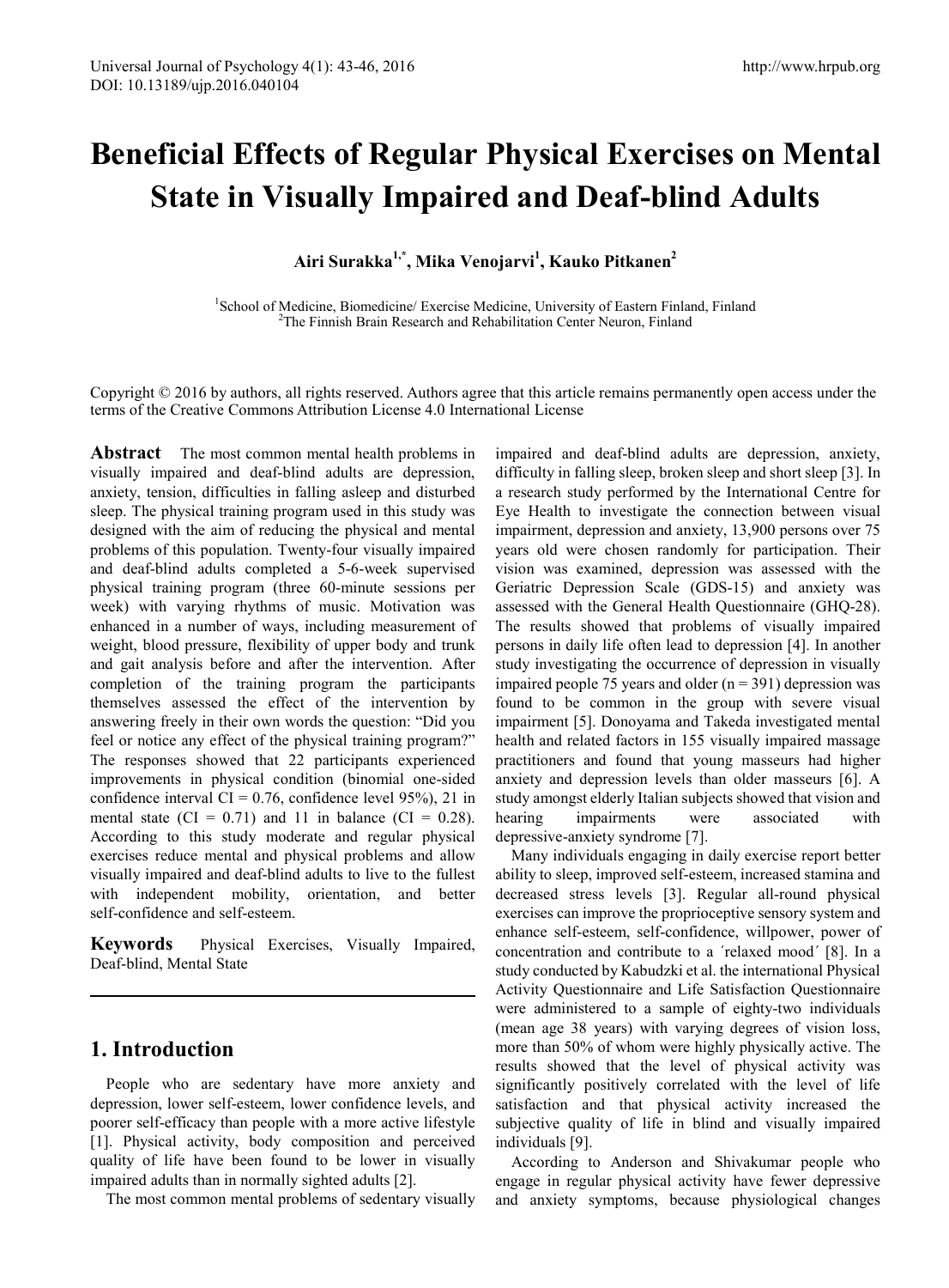# Beneficial Effects of Regular Physical Exercises on Mental State in Visually Impaired and Deaf-blind Adults

**Airi Surakka[1,*], Mika Venojarvi[1], Kauko Pitkanen[2]**

[1]School of Medicine, Biomedicine/ Exercise Medicine, University of Eastern Finland, Finland
[2]The Finnish Brain Research and Rehabilitation Center Neuron, Finland

Copyright © 2016 by authors, all rights reserved. Authors agree that this article remains permanently open access under the terms of the Creative Commons Attribution License 4.0 International License

**Abstract** The most common mental health problems in visually impaired and deaf-blind adults are depression, anxiety, tension, difficulties in falling asleep and disturbed sleep. The physical training program used in this study was designed with the aim of reducing the physical and mental problems of this population. Twenty-four visually impaired and deaf-blind adults completed a 5-6-week supervised physical training program (three 60-minute sessions per week) with varying rhythms of music. Motivation was enhanced in a number of ways, including measurement of weight, blood pressure, flexibility of upper body and trunk and gait analysis before and after the intervention. After completion of the training program the participants themselves assessed the effect of the intervention by answering freely in their own words the question: "Did you feel or notice any effect of the physical training program?" The responses showed that 22 participants experienced improvements in physical condition (binomial one-sided confidence interval CI = 0.76, confidence level 95%), 21 in mental state (CI = 0.71) and 11 in balance (CI = 0.28). According to this study moderate and regular physical exercises reduce mental and physical problems and allow visually impaired and deaf-blind adults to live to the fullest with independent mobility, orientation, and better self-confidence and self-esteem.

**Keywords** Physical Exercises, Visually Impaired, Deaf-blind, Mental State

## 1. Introduction

People who are sedentary have more anxiety and depression, lower self-esteem, lower confidence levels, and poorer self-efficacy than people with a more active lifestyle [1]. Physical activity, body composition and perceived quality of life have been found to be lower in visually impaired adults than in normally sighted adults [2].

The most common mental problems of sedentary visually impaired and deaf-blind adults are depression, anxiety, difficulty in falling sleep, broken sleep and short sleep [3]. In a research study performed by the International Centre for Eye Health to investigate the connection between visual impairment, depression and anxiety, 13,900 persons over 75 years old were chosen randomly for participation. Their vision was examined, depression was assessed with the Geriatric Depression Scale (GDS-15) and anxiety was assessed with the General Health Questionnaire (GHQ-28). The results showed that problems of visually impaired persons in daily life often lead to depression [4]. In another study investigating the occurrence of depression in visually impaired people 75 years and older (n = 391) depression was found to be common in the group with severe visual impairment [5]. Donoyama and Takeda investigated mental health and related factors in 155 visually impaired massage practitioners and found that young masseurs had higher anxiety and depression levels than older masseurs [6]. A study amongst elderly Italian subjects showed that vision and hearing impairments were associated with depressive-anxiety syndrome [7].

Many individuals engaging in daily exercise report better ability to sleep, improved self-esteem, increased stamina and decreased stress levels [3]. Regular all-round physical exercises can improve the proprioceptive sensory system and enhance self-esteem, self-confidence, willpower, power of concentration and contribute to a ´relaxed mood´ [8]. In a study conducted by Kabudzki et al. the international Physical Activity Questionnaire and Life Satisfaction Questionnaire were administered to a sample of eighty-two individuals (mean age 38 years) with varying degrees of vision loss, more than 50% of whom were highly physically active. The results showed that the level of physical activity was significantly positively correlated with the level of life satisfaction and that physical activity increased the subjective quality of life in blind and visually impaired individuals [9].

According to Anderson and Shivakumar people who engage in regular physical activity have fewer depressive and anxiety symptoms, because physiological changes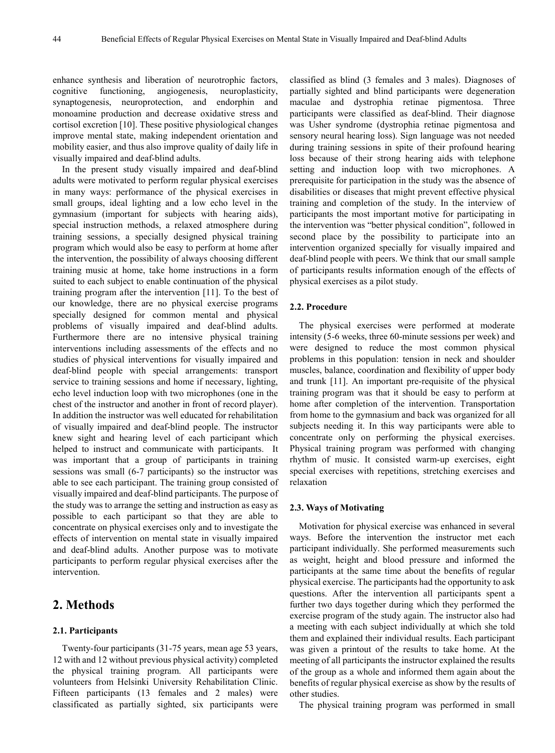enhance synthesis and liberation of neurotrophic factors, cognitive functioning, angiogenesis, neuroplasticity, synaptogenesis, neuroprotection, and endorphin and monoamine production and decrease oxidative stress and cortisol excretion [10]. These positive physiological changes improve mental state, making independent orientation and mobility easier, and thus also improve quality of daily life in visually impaired and deaf-blind adults.

In the present study visually impaired and deaf-blind adults were motivated to perform regular physical exercises in many ways: performance of the physical exercises in small groups, ideal lighting and a low echo level in the gymnasium (important for subjects with hearing aids), special instruction methods, a relaxed atmosphere during training sessions, a specially designed physical training program which would also be easy to perform at home after the intervention, the possibility of always choosing different training music at home, take home instructions in a form suited to each subject to enable continuation of the physical training program after the intervention [11]. To the best of our knowledge, there are no physical exercise programs specially designed for common mental and physical problems of visually impaired and deaf-blind adults. Furthermore there are no intensive physical training interventions including assessments of the effects and no studies of physical interventions for visually impaired and deaf-blind people with special arrangements: transport service to training sessions and home if necessary, lighting, echo level induction loop with two microphones (one in the chest of the instructor and another in front of record player). In addition the instructor was well educated for rehabilitation of visually impaired and deaf-blind people. The instructor knew sight and hearing level of each participant which helped to instruct and communicate with participants. It was important that a group of participants in training sessions was small (6-7 participants) so the instructor was able to see each participant. The training group consisted of visually impaired and deaf-blind participants. The purpose of the study was to arrange the setting and instruction as easy as possible to each participant so that they are able to concentrate on physical exercises only and to investigate the effects of intervention on mental state in visually impaired and deaf-blind adults. Another purpose was to motivate participants to perform regular physical exercises after the intervention.

## 2. Methods

### 2.1. Participants

Twenty-four participants (31-75 years, mean age 53 years, 12 with and 12 without previous physical activity) completed the physical training program. All participants were volunteers from Helsinki University Rehabilitation Clinic. Fifteen participants (13 females and 2 males) were classificated as partially sighted, six participants were classified as blind (3 females and 3 males). Diagnoses of partially sighted and blind participants were degeneration maculae and dystrophia retinae pigmentosa. Three participants were classified as deaf-blind. Their diagnose was Usher syndrome (dystrophia retinae pigmentosa and sensory neural hearing loss). Sign language was not needed during training sessions in spite of their profound hearing loss because of their strong hearing aids with telephone setting and induction loop with two microphones. A prerequisite for participation in the study was the absence of disabilities or diseases that might prevent effective physical training and completion of the study. In the interview of participants the most important motive for participating in the intervention was "better physical condition", followed in second place by the possibility to participate into an intervention organized specially for visually impaired and deaf-blind people with peers. We think that our small sample of participants results information enough of the effects of physical exercises as a pilot study.

### 2.2. Procedure

The physical exercises were performed at moderate intensity (5-6 weeks, three 60-minute sessions per week) and were designed to reduce the most common physical problems in this population: tension in neck and shoulder muscles, balance, coordination and flexibility of upper body and trunk [11]. An important pre-requisite of the physical training program was that it should be easy to perform at home after completion of the intervention. Transportation from home to the gymnasium and back was organized for all subjects needing it. In this way participants were able to concentrate only on performing the physical exercises. Physical training program was performed with changing rhythm of music. It consisted warm-up exercises, eight special exercises with repetitions, stretching exercises and relaxation

### 2.3. Ways of Motivating

Motivation for physical exercise was enhanced in several ways. Before the intervention the instructor met each participant individually. She performed measurements such as weight, height and blood pressure and informed the participants at the same time about the benefits of regular physical exercise. The participants had the opportunity to ask questions. After the intervention all participants spent a further two days together during which they performed the exercise program of the study again. The instructor also had a meeting with each subject individually at which she told them and explained their individual results. Each participant was given a printout of the results to take home. At the meeting of all participants the instructor explained the results of the group as a whole and informed them again about the benefits of regular physical exercise as show by the results of other studies.

The physical training program was performed in small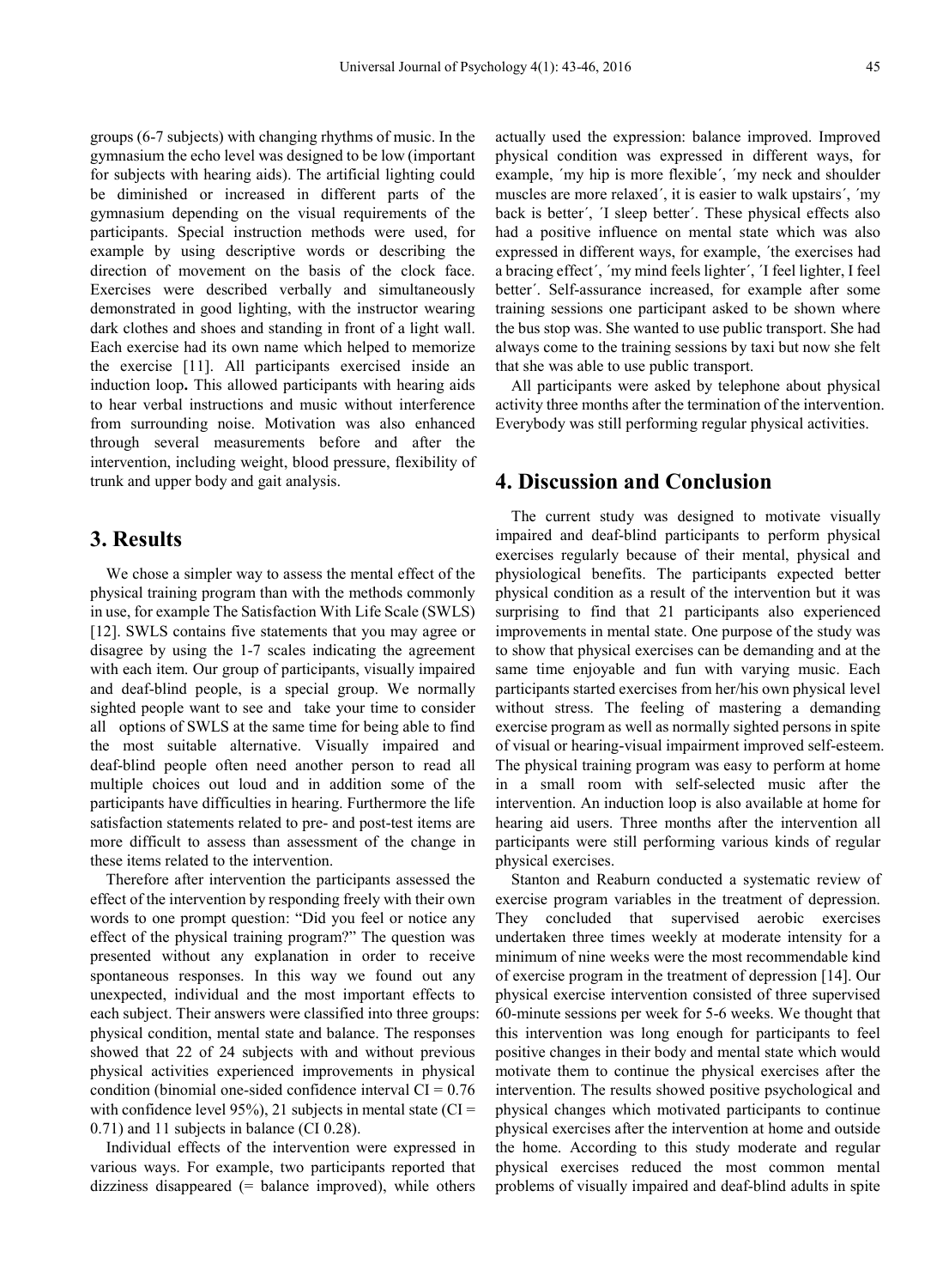groups (6-7 subjects) with changing rhythms of music. In the gymnasium the echo level was designed to be low (important for subjects with hearing aids). The artificial lighting could be diminished or increased in different parts of the gymnasium depending on the visual requirements of the participants. Special instruction methods were used, for example by using descriptive words or describing the direction of movement on the basis of the clock face. Exercises were described verbally and simultaneously demonstrated in good lighting, with the instructor wearing dark clothes and shoes and standing in front of a light wall. Each exercise had its own name which helped to memorize the exercise [11]. All participants exercised inside an induction loop**.** This allowed participants with hearing aids to hear verbal instructions and music without interference from surrounding noise. Motivation was also enhanced through several measurements before and after the intervention, including weight, blood pressure, flexibility of trunk and upper body and gait analysis.

## 3. Results

We chose a simpler way to assess the mental effect of the physical training program than with the methods commonly in use, for example The Satisfaction With Life Scale (SWLS) [12]. SWLS contains five statements that you may agree or disagree by using the 1-7 scales indicating the agreement with each item. Our group of participants, visually impaired and deaf-blind people, is a special group. We normally sighted people want to see and take your time to consider all options of SWLS at the same time for being able to find the most suitable alternative. Visually impaired and deaf-blind people often need another person to read all multiple choices out loud and in addition some of the participants have difficulties in hearing. Furthermore the life satisfaction statements related to pre- and post-test items are more difficult to assess than assessment of the change in these items related to the intervention.

Therefore after intervention the participants assessed the effect of the intervention by responding freely with their own words to one prompt question: "Did you feel or notice any effect of the physical training program?" The question was presented without any explanation in order to receive spontaneous responses. In this way we found out any unexpected, individual and the most important effects to each subject. Their answers were classified into three groups: physical condition, mental state and balance. The responses showed that 22 of 24 subjects with and without previous physical activities experienced improvements in physical condition (binomial one-sided confidence interval CI = 0.76 with confidence level 95%), 21 subjects in mental state (CI = 0.71) and 11 subjects in balance (CI 0.28).

Individual effects of the intervention were expressed in various ways. For example, two participants reported that dizziness disappeared (= balance improved), while others actually used the expression: balance improved. Improved physical condition was expressed in different ways, for example, ´my hip is more flexible´, ´my neck and shoulder muscles are more relaxed´, it is easier to walk upstairs´, ´my back is better´, ´I sleep better´. These physical effects also had a positive influence on mental state which was also expressed in different ways, for example, ´the exercises had a bracing effect´, ´my mind feels lighter´, ´I feel lighter, I feel better´. Self-assurance increased, for example after some training sessions one participant asked to be shown where the bus stop was. She wanted to use public transport. She had always come to the training sessions by taxi but now she felt that she was able to use public transport.

All participants were asked by telephone about physical activity three months after the termination of the intervention. Everybody was still performing regular physical activities.

## 4. Discussion and Conclusion

The current study was designed to motivate visually impaired and deaf-blind participants to perform physical exercises regularly because of their mental, physical and physiological benefits. The participants expected better physical condition as a result of the intervention but it was surprising to find that 21 participants also experienced improvements in mental state. One purpose of the study was to show that physical exercises can be demanding and at the same time enjoyable and fun with varying music. Each participants started exercises from her/his own physical level without stress. The feeling of mastering a demanding exercise program as well as normally sighted persons in spite of visual or hearing-visual impairment improved self-esteem. The physical training program was easy to perform at home in a small room with self-selected music after the intervention. An induction loop is also available at home for hearing aid users. Three months after the intervention all participants were still performing various kinds of regular physical exercises.

Stanton and Reaburn conducted a systematic review of exercise program variables in the treatment of depression. They concluded that supervised aerobic exercises undertaken three times weekly at moderate intensity for a minimum of nine weeks were the most recommendable kind of exercise program in the treatment of depression [14]. Our physical exercise intervention consisted of three supervised 60-minute sessions per week for 5-6 weeks. We thought that this intervention was long enough for participants to feel positive changes in their body and mental state which would motivate them to continue the physical exercises after the intervention. The results showed positive psychological and physical changes which motivated participants to continue physical exercises after the intervention at home and outside the home. According to this study moderate and regular physical exercises reduced the most common mental problems of visually impaired and deaf-blind adults in spite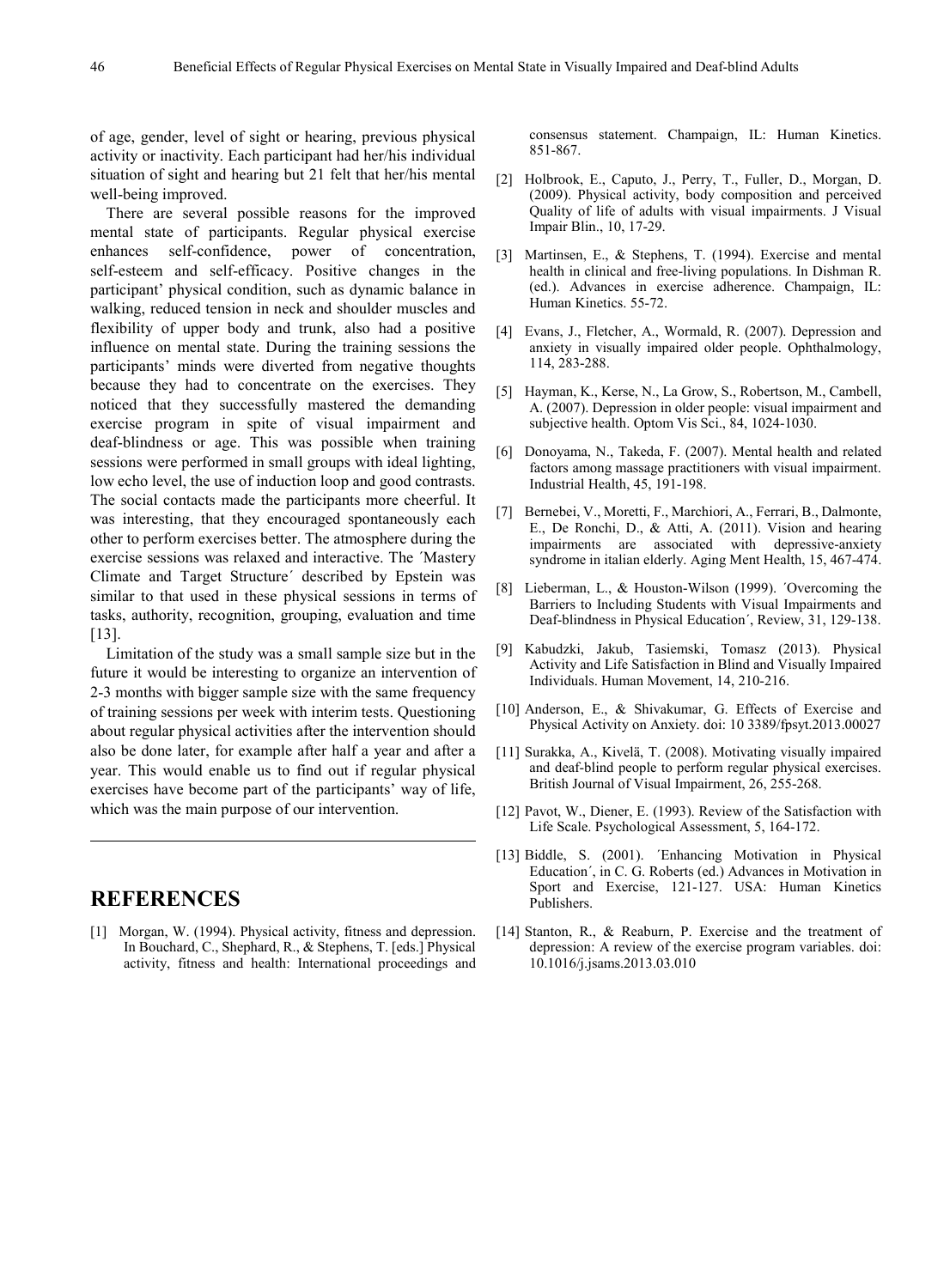of age, gender, level of sight or hearing, previous physical activity or inactivity. Each participant had her/his individual situation of sight and hearing but 21 felt that her/his mental well-being improved.

There are several possible reasons for the improved mental state of participants. Regular physical exercise enhances self-confidence, power of concentration, self-esteem and self-efficacy. Positive changes in the participant' physical condition, such as dynamic balance in walking, reduced tension in neck and shoulder muscles and flexibility of upper body and trunk, also had a positive influence on mental state. During the training sessions the participants' minds were diverted from negative thoughts because they had to concentrate on the exercises. They noticed that they successfully mastered the demanding exercise program in spite of visual impairment and deaf-blindness or age. This was possible when training sessions were performed in small groups with ideal lighting, low echo level, the use of induction loop and good contrasts. The social contacts made the participants more cheerful. It was interesting, that they encouraged spontaneously each other to perform exercises better. The atmosphere during the exercise sessions was relaxed and interactive. The ´Mastery Climate and Target Structure´ described by Epstein was similar to that used in these physical sessions in terms of tasks, authority, recognition, grouping, evaluation and time [13].

Limitation of the study was a small sample size but in the future it would be interesting to organize an intervention of 2-3 months with bigger sample size with the same frequency of training sessions per week with interim tests. Questioning about regular physical activities after the intervention should also be done later, for example after half a year and after a year. This would enable us to find out if regular physical exercises have become part of the participants' way of life, which was the main purpose of our intervention.

---

## REFERENCES

[1] Morgan, W. (1994). Physical activity, fitness and depression. In Bouchard, C., Shephard, R., & Stephens, T. [eds.] Physical activity, fitness and health: International proceedings and consensus statement. Champaign, IL: Human Kinetics. 851-867.

[2] Holbrook, E., Caputo, J., Perry, T., Fuller, D., Morgan, D. (2009). Physical activity, body composition and perceived Quality of life of adults with visual impairments. J Visual Impair Blin., 10, 17-29.

[3] Martinsen, E., & Stephens, T. (1994). Exercise and mental health in clinical and free-living populations. In Dishman R. (ed.). Advances in exercise adherence. Champaign, IL: Human Kinetics. 55-72.

[4] Evans, J., Fletcher, A., Wormald, R. (2007). Depression and anxiety in visually impaired older people. Ophthalmology, 114, 283-288.

[5] Hayman, K., Kerse, N., La Grow, S., Robertson, M., Cambell, A. (2007). Depression in older people: visual impairment and subjective health. Optom Vis Sci., 84, 1024-1030.

[6] Donoyama, N., Takeda, F. (2007). Mental health and related factors among massage practitioners with visual impairment. Industrial Health, 45, 191-198.

[7] Bernebei, V., Moretti, F., Marchiori, A., Ferrari, B., Dalmonte, E., De Ronchi, D., & Atti, A. (2011). Vision and hearing impairments are associated with depressive-anxiety syndrome in italian elderly. Aging Ment Health, 15, 467-474.

[8] Lieberman, L., & Houston-Wilson (1999). ´Overcoming the Barriers to Including Students with Visual Impairments and Deaf-blindness in Physical Education´, Review, 31, 129-138.

[9] Kabudzki, Jakub, Tasiemski, Tomasz (2013). Physical Activity and Life Satisfaction in Blind and Visually Impaired Individuals. Human Movement, 14, 210-216.

[10] Anderson, E., & Shivakumar, G. Effects of Exercise and Physical Activity on Anxiety. doi: 10 3389/fpsyt.2013.00027

[11] Surakka, A., Kivelä, T. (2008). Motivating visually impaired and deaf-blind people to perform regular physical exercises. British Journal of Visual Impairment, 26, 255-268.

[12] Pavot, W., Diener, E. (1993). Review of the Satisfaction with Life Scale. Psychological Assessment, 5, 164-172.

[13] Biddle, S. (2001). ´Enhancing Motivation in Physical Education´, in C. G. Roberts (ed.) Advances in Motivation in Sport and Exercise, 121-127. USA: Human Kinetics Publishers.

[14] Stanton, R., & Reaburn, P. Exercise and the treatment of depression: A review of the exercise program variables. doi: 10.1016/j.jsams.2013.03.010